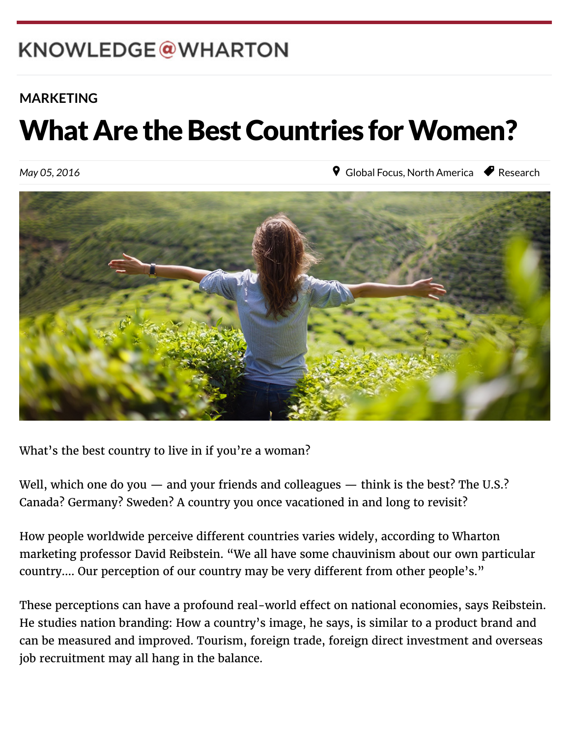KNOWLEDGE@WHARTON

MARKETING

# What Are the Best Countries for Women?

*May 05, 2016*

Global Focus, North America — Research

What's the best country to live in if you're a woman?

Well, which one do you — and your friends and colleagues — think is the best? The U.S.? Canada? Germany? Sweden? A country you once vacationed in and long to revisit?

How people worldwide perceive different countries varies widely, according to Wharton marketing professor David Reibstein. "We all have some chauvinism about our own particular country.... Our perception of our country may be very different from other people's."

These perceptions can have a profound real-world effect on national economies, says Reibstein. He studies nation branding: How a country's image, he says, is similar to a product brand and can be measured and improved. Tourism, foreign trade, foreign direct investment and overseas job recruitment may all hang in the balance.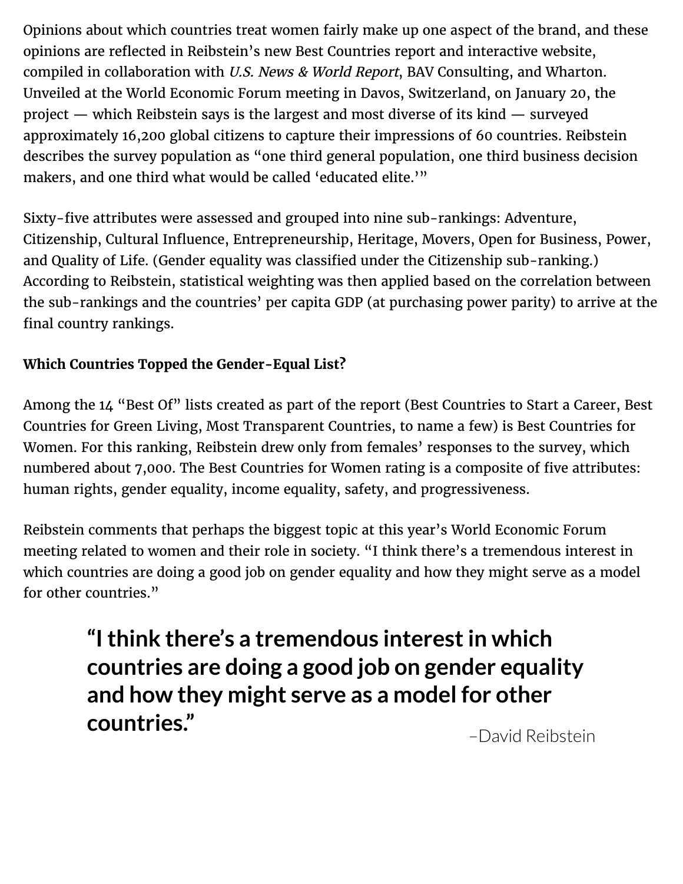Opinions about which countries treat women fairly make up one aspect of the brand, and these opinions are reflected in Reibstein's new Best Countries report and interactive website, compiled in collaboration with *U.S. News & World Report*, BAV Consulting, and Wharton. Unveiled at the World Economic Forum meeting in Davos, Switzerland, on January 20, the project — which Reibstein says is the largest and most diverse of its kind — surveyed approximately 16,200 global citizens to capture their impressions of 60 countries. Reibstein describes the survey population as "one third general population, one third business decision makers, and one third what would be called 'educated elite.'"

Sixty-five attributes were assessed and grouped into nine sub-rankings: Adventure, Citizenship, Cultural Influence, Entrepreneurship, Heritage, Movers, Open for Business, Power, and Quality of Life. (Gender equality was classified under the Citizenship sub-ranking.) According to Reibstein, statistical weighting was then applied based on the correlation between the sub-rankings and the countries' per capita GDP (at purchasing power parity) to arrive at the final country rankings.

**Which Countries Topped the Gender-Equal List?**

Among the 14 "Best Of" lists created as part of the report (Best Countries to Start a Career, Best Countries for Green Living, Most Transparent Countries, to name a few) is Best Countries for Women. For this ranking, Reibstein drew only from females' responses to the survey, which numbered about 7,000. The Best Countries for Women rating is a composite of five attributes: human rights, gender equality, income equality, safety, and progressiveness.

Reibstein comments that perhaps the biggest topic at this year's World Economic Forum meeting related to women and their role in society. "I think there's a tremendous interest in which countries are doing a good job on gender equality and how they might serve as a model for other countries."

> **"I think there's a tremendous interest in which countries are doing a good job on gender equality and how they might serve as a model for other countries."**
>
> –David Reibstein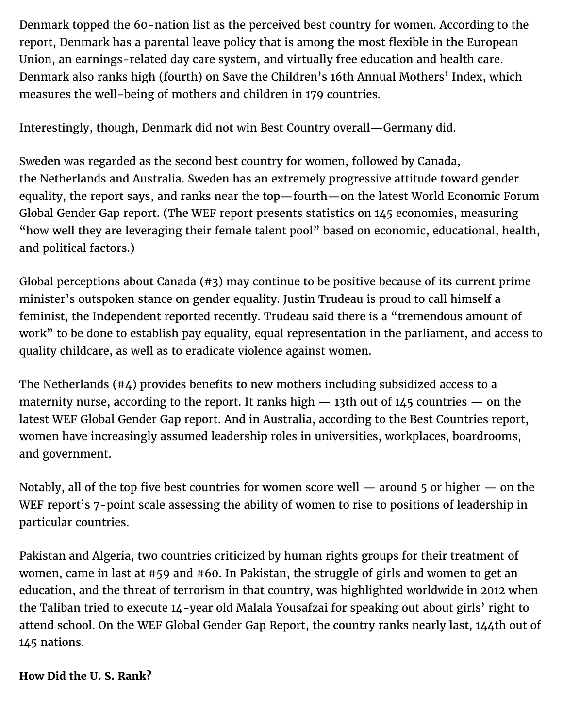Denmark topped the 60-nation list as the perceived best country for women. According to the report, Denmark has a parental leave policy that is among the most flexible in the European Union, an earnings-related day care system, and virtually free education and health care. Denmark also ranks high (fourth) on Save the Children's 16th Annual Mothers' Index, which measures the well-being of mothers and children in 179 countries.

Interestingly, though, Denmark did not win Best Country overall—Germany did.

Sweden was regarded as the second best country for women, followed by Canada, the Netherlands and Australia. Sweden has an extremely progressive attitude toward gender equality, the report says, and ranks near the top—fourth—on the latest World Economic Forum Global Gender Gap report. (The WEF report presents statistics on 145 economies, measuring "how well they are leveraging their female talent pool" based on economic, educational, health, and political factors.)

Global perceptions about Canada (#3) may continue to be positive because of its current prime minister's outspoken stance on gender equality. Justin Trudeau is proud to call himself a feminist, the Independent reported recently. Trudeau said there is a "tremendous amount of work" to be done to establish pay equality, equal representation in the parliament, and access to quality childcare, as well as to eradicate violence against women.

The Netherlands (#4) provides benefits to new mothers including subsidized access to a maternity nurse, according to the report. It ranks high — 13th out of 145 countries — on the latest WEF Global Gender Gap report. And in Australia, according to the Best Countries report, women have increasingly assumed leadership roles in universities, workplaces, boardrooms, and government.

Notably, all of the top five best countries for women score well — around 5 or higher — on the WEF report's 7-point scale assessing the ability of women to rise to positions of leadership in particular countries.

Pakistan and Algeria, two countries criticized by human rights groups for their treatment of women, came in last at #59 and #60. In Pakistan, the struggle of girls and women to get an education, and the threat of terrorism in that country, was highlighted worldwide in 2012 when the Taliban tried to execute 14-year old Malala Yousafzai for speaking out about girls' right to attend school. On the WEF Global Gender Gap Report, the country ranks nearly last, 144th out of 145 nations.

**How Did the U. S. Rank?**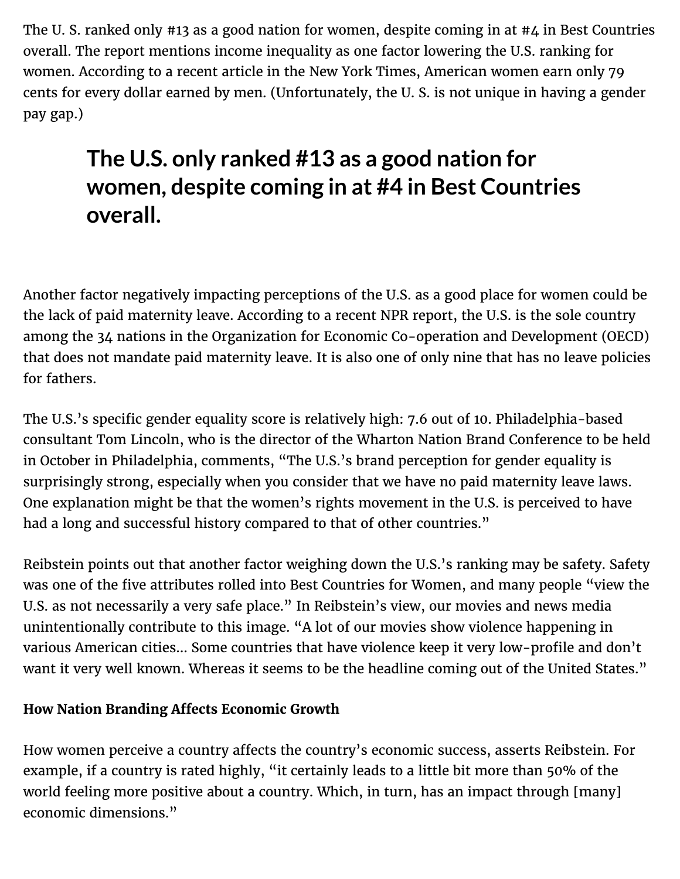The U. S. ranked only #13 as a good nation for women, despite coming in at #4 in Best Countries overall. The report mentions income inequality as one factor lowering the U.S. ranking for women. According to a recent article in the New York Times, American women earn only 79 cents for every dollar earned by men. (Unfortunately, the U. S. is not unique in having a gender pay gap.)

> **The U.S. only ranked #13 as a good nation for women, despite coming in at #4 in Best Countries overall.**

Another factor negatively impacting perceptions of the U.S. as a good place for women could be the lack of paid maternity leave. According to a recent NPR report, the U.S. is the sole country among the 34 nations in the Organization for Economic Co-operation and Development (OECD) that does not mandate paid maternity leave. It is also one of only nine that has no leave policies for fathers.

The U.S.'s specific gender equality score is relatively high: 7.6 out of 10. Philadelphia-based consultant Tom Lincoln, who is the director of the Wharton Nation Brand Conference to be held in October in Philadelphia, comments, "The U.S.'s brand perception for gender equality is surprisingly strong, especially when you consider that we have no paid maternity leave laws. One explanation might be that the women's rights movement in the U.S. is perceived to have had a long and successful history compared to that of other countries."

Reibstein points out that another factor weighing down the U.S.'s ranking may be safety. Safety was one of the five attributes rolled into Best Countries for Women, and many people "view the U.S. as not necessarily a very safe place." In Reibstein's view, our movies and news media unintentionally contribute to this image. "A lot of our movies show violence happening in various American cities… Some countries that have violence keep it very low-profile and don't want it very well known. Whereas it seems to be the headline coming out of the United States."

**How Nation Branding Affects Economic Growth**

How women perceive a country affects the country's economic success, asserts Reibstein. For example, if a country is rated highly, "it certainly leads to a little bit more than 50% of the world feeling more positive about a country. Which, in turn, has an impact through [many] economic dimensions."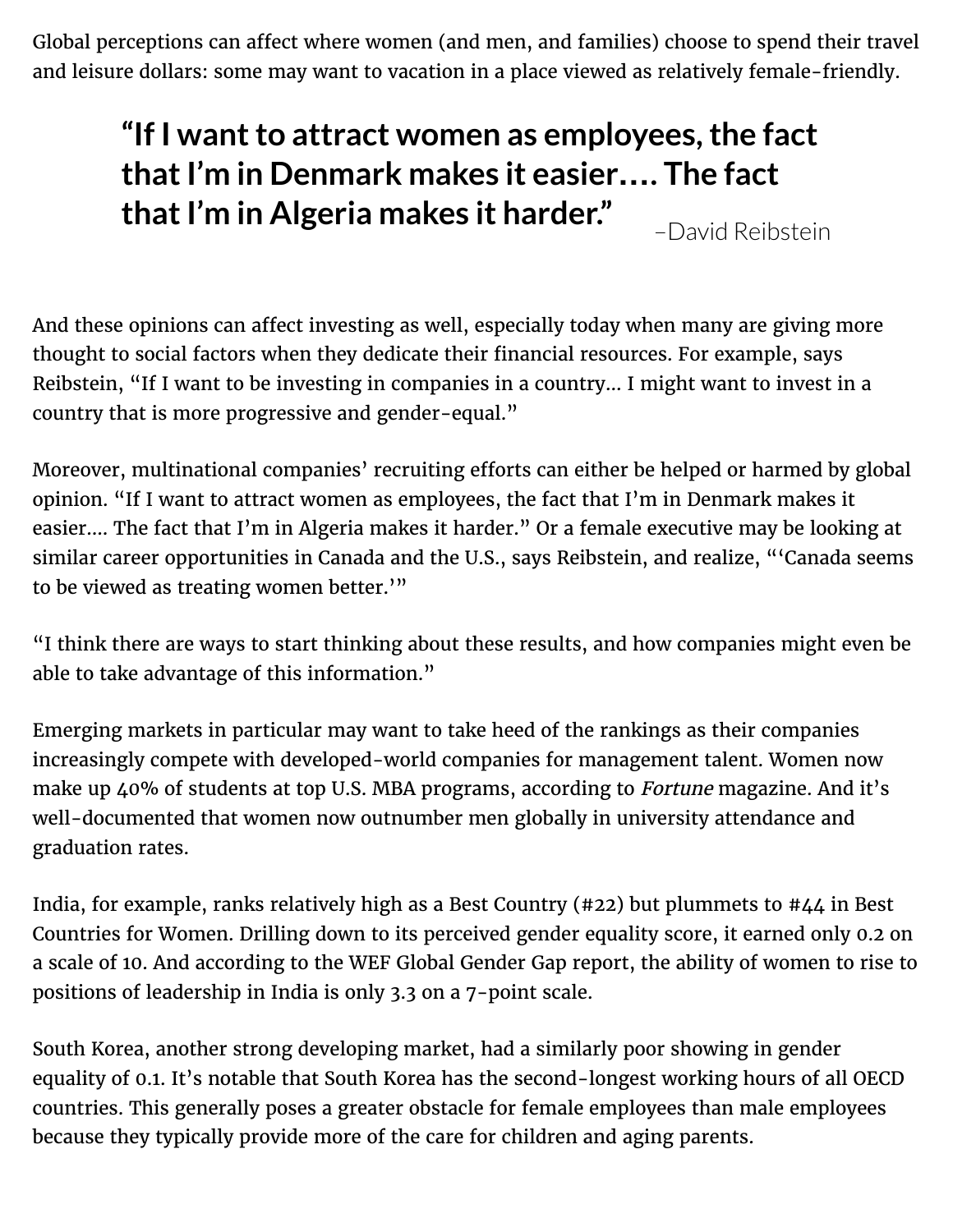Global perceptions can affect where women (and men, and families) choose to spend their travel and leisure dollars: some may want to vacation in a place viewed as relatively female-friendly.

> **"If I want to attract women as employees, the fact that I'm in Denmark makes it easier…. The fact that I'm in Algeria makes it harder."**
>
> –David Reibstein

And these opinions can affect investing as well, especially today when many are giving more thought to social factors when they dedicate their financial resources. For example, says Reibstein, "If I want to be investing in companies in a country… I might want to invest in a country that is more progressive and gender-equal."

Moreover, multinational companies' recruiting efforts can either be helped or harmed by global opinion. "If I want to attract women as employees, the fact that I'm in Denmark makes it easier…. The fact that I'm in Algeria makes it harder." Or a female executive may be looking at similar career opportunities in Canada and the U.S., says Reibstein, and realize, "'Canada seems to be viewed as treating women better.'"

"I think there are ways to start thinking about these results, and how companies might even be able to take advantage of this information."

Emerging markets in particular may want to take heed of the rankings as their companies increasingly compete with developed-world companies for management talent. Women now make up 40% of students at top U.S. MBA programs, according to *Fortune* magazine. And it's well-documented that women now outnumber men globally in university attendance and graduation rates.

India, for example, ranks relatively high as a Best Country (#22) but plummets to #44 in Best Countries for Women. Drilling down to its perceived gender equality score, it earned only 0.2 on a scale of 10. And according to the WEF Global Gender Gap report, the ability of women to rise to positions of leadership in India is only 3.3 on a 7-point scale.

South Korea, another strong developing market, had a similarly poor showing in gender equality of 0.1. It's notable that South Korea has the second-longest working hours of all OECD countries. This generally poses a greater obstacle for female employees than male employees because they typically provide more of the care for children and aging parents.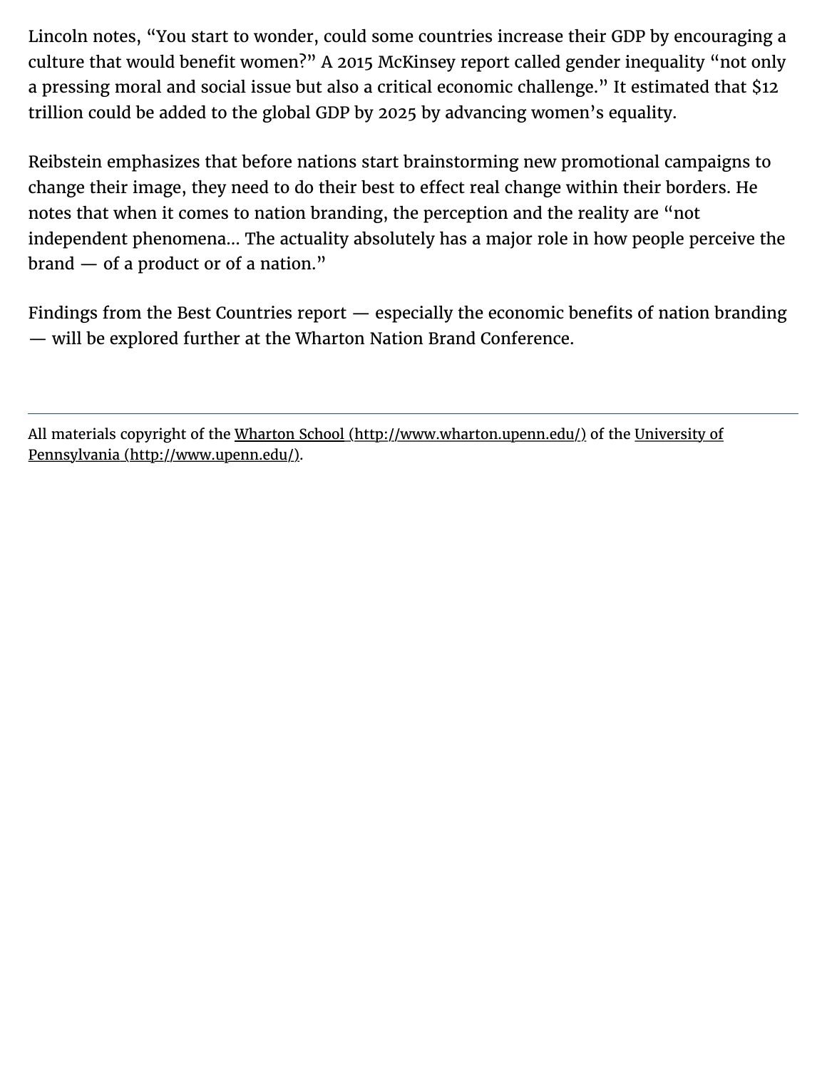Lincoln notes, "You start to wonder, could some countries increase their GDP by encouraging a culture that would benefit women?" A 2015 McKinsey report called gender inequality "not only a pressing moral and social issue but also a critical economic challenge." It estimated that $12 trillion could be added to the global GDP by 2025 by advancing women's equality.

Reibstein emphasizes that before nations start brainstorming new promotional campaigns to change their image, they need to do their best to effect real change within their borders. He notes that when it comes to nation branding, the perception and the reality are "not independent phenomena… The actuality absolutely has a major role in how people perceive the brand — of a product or of a nation."

Findings from the Best Countries report — especially the economic benefits of nation branding — will be explored further at the Wharton Nation Brand Conference.

---

All materials copyright of the [Wharton School (http://www.wharton.upenn.edu/)](http://www.wharton.upenn.edu/) of the [University of Pennsylvania (http://www.upenn.edu/)](http://www.upenn.edu/).